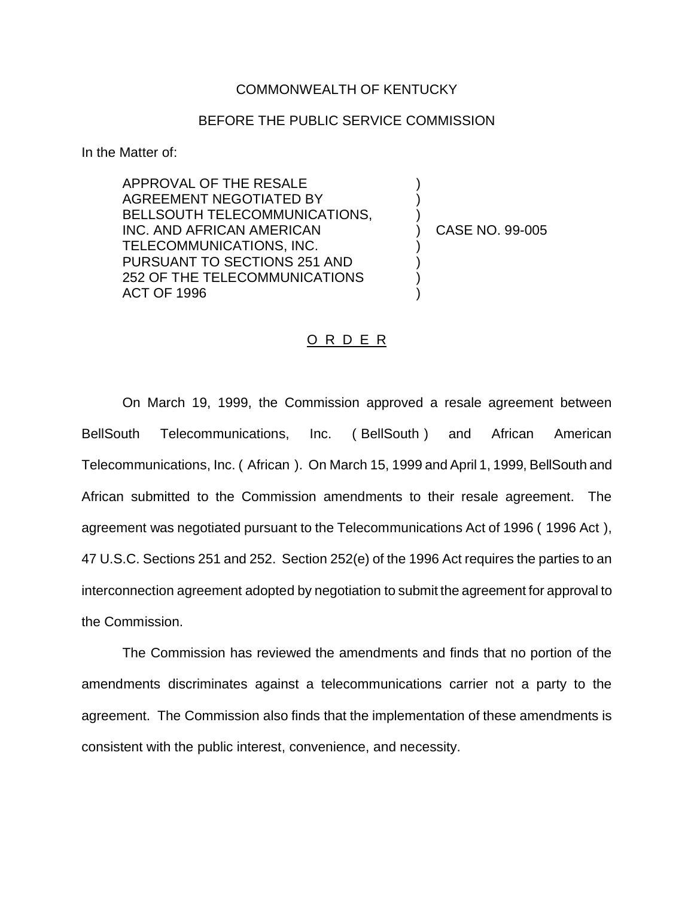COMMONWEALTH OF KENTUCKY

BEFORE THE PUBLIC SERVICE COMMISSION

In the Matter of:

APPROVAL OF THE RESALE AGREEMENT NEGOTIATED BY BELLSOUTH TELECOMMUNICATIONS, INC. AND AFRICAN AMERICAN TELECOMMUNICATIONS, INC. PURSUANT TO SECTIONS 251 AND 252 OF THE TELECOMMUNICATIONS ACT OF 1996 ) CASE NO. 99-005

O R D E R

On March 19, 1999, the Commission approved a resale agreement between BellSouth Telecommunications, Inc. ( BellSouth ) and African American Telecommunications, Inc. ( African ). On March 15, 1999 and April 1, 1999, BellSouth and African submitted to the Commission amendments to their resale agreement. The agreement was negotiated pursuant to the Telecommunications Act of 1996 ( 1996 Act ), 47 U.S.C. Sections 251 and 252. Section 252(e) of the 1996 Act requires the parties to an interconnection agreement adopted by negotiation to submit the agreement for approval to the Commission.

The Commission has reviewed the amendments and finds that no portion of the amendments discriminates against a telecommunications carrier not a party to the agreement. The Commission also finds that the implementation of these amendments is consistent with the public interest, convenience, and necessity.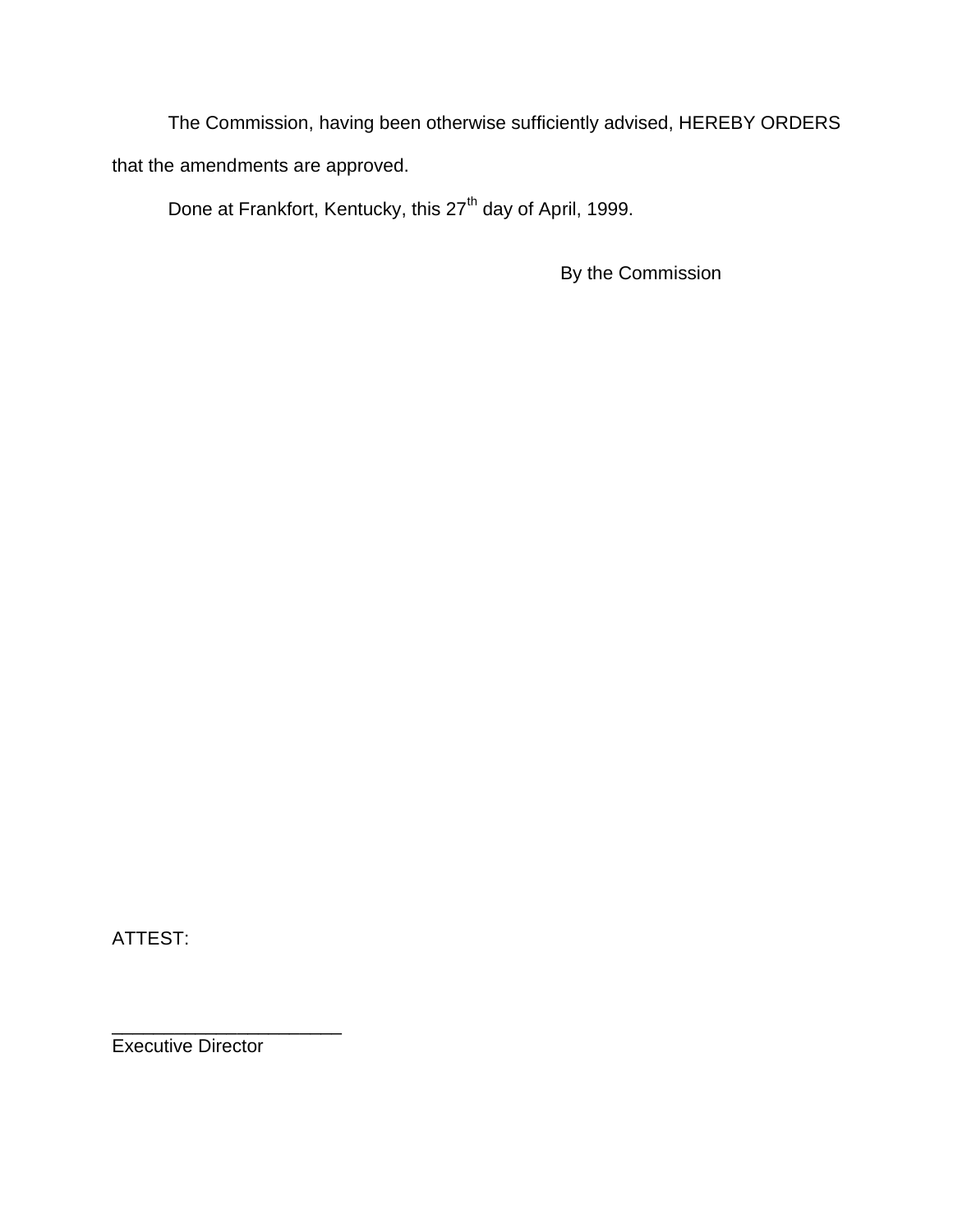The Commission, having been otherwise sufficiently advised, HEREBY ORDERS that the amendments are approved.

Done at Frankfort, Kentucky, this 27th day of April, 1999.

By the Commission

ATTEST:

______________________
Executive Director